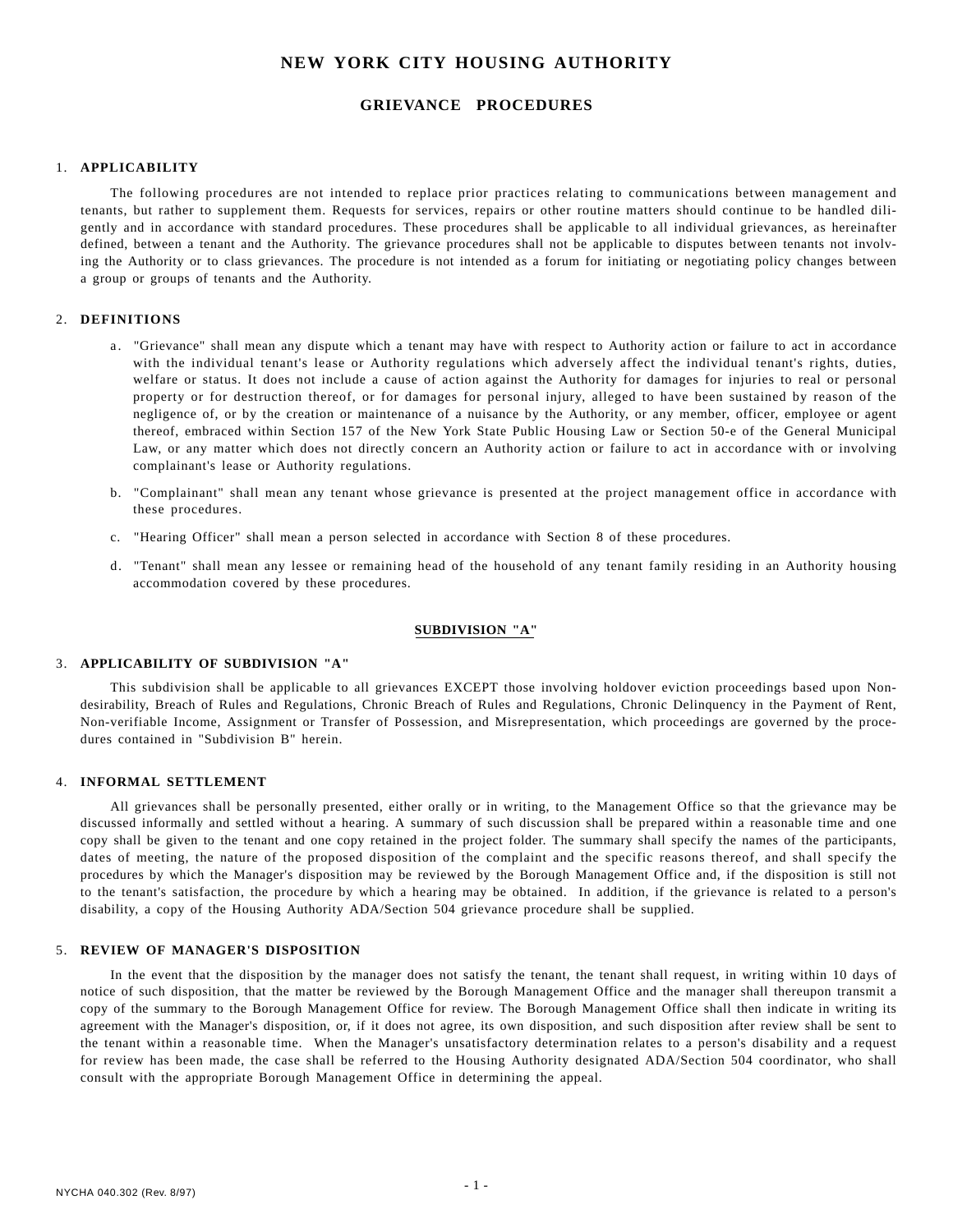# NEW YORK CITY HOUSING AUTHORITY

## GRIEVANCE PROCEDURES

### 1. APPLICABILITY

The following procedures are not intended to replace prior practices relating to communications between management and tenants, but rather to supplement them. Requests for services, repairs or other routine matters should continue to be handled diligently and in accordance with standard procedures. These procedures shall be applicable to all individual grievances, as hereinafter defined, between a tenant and the Authority. The grievance procedures shall not be applicable to disputes between tenants not involving the Authority or to class grievances. The procedure is not intended as a forum for initiating or negotiating policy changes between a group or groups of tenants and the Authority.

### 2. DEFINITIONS

a. "Grievance" shall mean any dispute which a tenant may have with respect to Authority action or failure to act in accordance with the individual tenant's lease or Authority regulations which adversely affect the individual tenant's rights, duties, welfare or status. It does not include a cause of action against the Authority for damages for injuries to real or personal property or for destruction thereof, or for damages for personal injury, alleged to have been sustained by reason of the negligence of, or by the creation or maintenance of a nuisance by the Authority, or any member, officer, employee or agent thereof, embraced within Section 157 of the New York State Public Housing Law or Section 50-e of the General Municipal Law, or any matter which does not directly concern an Authority action or failure to act in accordance with or involving complainant's lease or Authority regulations.

b. "Complainant" shall mean any tenant whose grievance is presented at the project management office in accordance with these procedures.

c. "Hearing Officer" shall mean a person selected in accordance with Section 8 of these procedures.

d. "Tenant" shall mean any lessee or remaining head of the household of any tenant family residing in an Authority housing accommodation covered by these procedures.

## SUBDIVISION "A"

### 3. APPLICABILITY OF SUBDIVISION "A"

This subdivision shall be applicable to all grievances EXCEPT those involving holdover eviction proceedings based upon Non-desirability, Breach of Rules and Regulations, Chronic Breach of Rules and Regulations, Chronic Delinquency in the Payment of Rent, Non-verifiable Income, Assignment or Transfer of Possession, and Misrepresentation, which proceedings are governed by the procedures contained in "Subdivision B" herein.

### 4. INFORMAL SETTLEMENT

All grievances shall be personally presented, either orally or in writing, to the Management Office so that the grievance may be discussed informally and settled without a hearing. A summary of such discussion shall be prepared within a reasonable time and one copy shall be given to the tenant and one copy retained in the project folder. The summary shall specify the names of the participants, dates of meeting, the nature of the proposed disposition of the complaint and the specific reasons thereof, and shall specify the procedures by which the Manager's disposition may be reviewed by the Borough Management Office and, if the disposition is still not to the tenant's satisfaction, the procedure by which a hearing may be obtained. In addition, if the grievance is related to a person's disability, a copy of the Housing Authority ADA/Section 504 grievance procedure shall be supplied.

### 5. REVIEW OF MANAGER'S DISPOSITION

In the event that the disposition by the manager does not satisfy the tenant, the tenant shall request, in writing within 10 days of notice of such disposition, that the matter be reviewed by the Borough Management Office and the manager shall thereupon transmit a copy of the summary to the Borough Management Office for review. The Borough Management Office shall then indicate in writing its agreement with the Manager's disposition, or, if it does not agree, its own disposition, and such disposition after review shall be sent to the tenant within a reasonable time. When the Manager's unsatisfactory determination relates to a person's disability and a request for review has been made, the case shall be referred to the Housing Authority designated ADA/Section 504 coordinator, who shall consult with the appropriate Borough Management Office in determining the appeal.

NYCHA 040.302 (Rev. 8/97)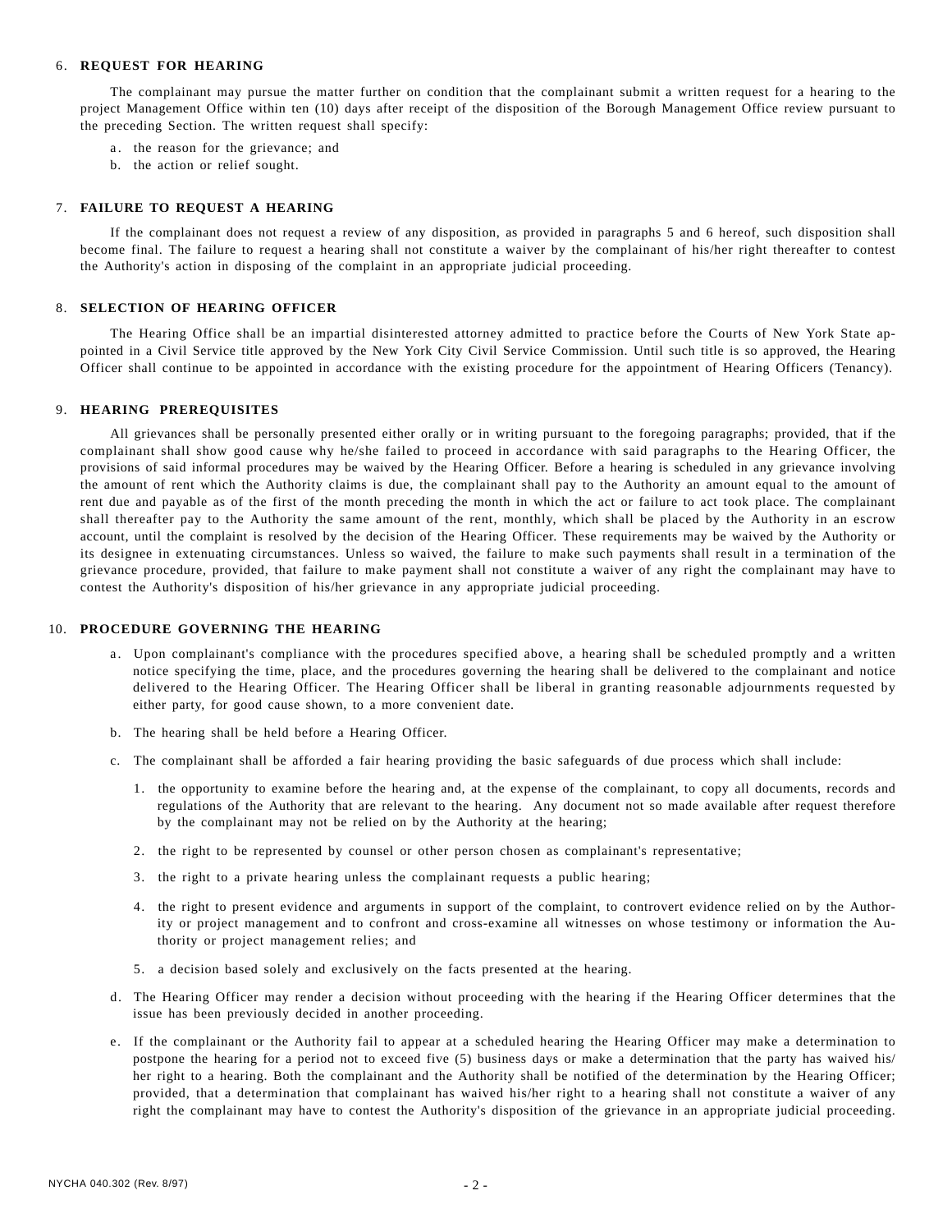## 6. REQUEST FOR HEARING

The complainant may pursue the matter further on condition that the complainant submit a written request for a hearing to the project Management Office within ten (10) days after receipt of the disposition of the Borough Management Office review pursuant to the preceding Section. The written request shall specify:

a. the reason for the grievance; and

b. the action or relief sought.

## 7. FAILURE TO REQUEST A HEARING

If the complainant does not request a review of any disposition, as provided in paragraphs 5 and 6 hereof, such disposition shall become final. The failure to request a hearing shall not constitute a waiver by the complainant of his/her right thereafter to contest the Authority's action in disposing of the complaint in an appropriate judicial proceeding.

## 8. SELECTION OF HEARING OFFICER

The Hearing Office shall be an impartial disinterested attorney admitted to practice before the Courts of New York State appointed in a Civil Service title approved by the New York City Civil Service Commission. Until such title is so approved, the Hearing Officer shall continue to be appointed in accordance with the existing procedure for the appointment of Hearing Officers (Tenancy).

## 9. HEARING PREREQUISITES

All grievances shall be personally presented either orally or in writing pursuant to the foregoing paragraphs; provided, that if the complainant shall show good cause why he/she failed to proceed in accordance with said paragraphs to the Hearing Officer, the provisions of said informal procedures may be waived by the Hearing Officer. Before a hearing is scheduled in any grievance involving the amount of rent which the Authority claims is due, the complainant shall pay to the Authority an amount equal to the amount of rent due and payable as of the first of the month preceding the month in which the act or failure to act took place. The complainant shall thereafter pay to the Authority the same amount of the rent, monthly, which shall be placed by the Authority in an escrow account, until the complaint is resolved by the decision of the Hearing Officer. These requirements may be waived by the Authority or its designee in extenuating circumstances. Unless so waived, the failure to make such payments shall result in a termination of the grievance procedure, provided, that failure to make payment shall not constitute a waiver of any right the complainant may have to contest the Authority's disposition of his/her grievance in any appropriate judicial proceeding.

## 10. PROCEDURE GOVERNING THE HEARING

a. Upon complainant's compliance with the procedures specified above, a hearing shall be scheduled promptly and a written notice specifying the time, place, and the procedures governing the hearing shall be delivered to the complainant and notice delivered to the Hearing Officer. The Hearing Officer shall be liberal in granting reasonable adjournments requested by either party, for good cause shown, to a more convenient date.

b. The hearing shall be held before a Hearing Officer.

c. The complainant shall be afforded a fair hearing providing the basic safeguards of due process which shall include:

1. the opportunity to examine before the hearing and, at the expense of the complainant, to copy all documents, records and regulations of the Authority that are relevant to the hearing. Any document not so made available after request therefore by the complainant may not be relied on by the Authority at the hearing;

2. the right to be represented by counsel or other person chosen as complainant's representative;

3. the right to a private hearing unless the complainant requests a public hearing;

4. the right to present evidence and arguments in support of the complaint, to controvert evidence relied on by the Authority or project management and to confront and cross-examine all witnesses on whose testimony or information the Authority or project management relies; and

5. a decision based solely and exclusively on the facts presented at the hearing.

d. The Hearing Officer may render a decision without proceeding with the hearing if the Hearing Officer determines that the issue has been previously decided in another proceeding.

e. If the complainant or the Authority fail to appear at a scheduled hearing the Hearing Officer may make a determination to postpone the hearing for a period not to exceed five (5) business days or make a determination that the party has waived his/her right to a hearing. Both the complainant and the Authority shall be notified of the determination by the Hearing Officer; provided, that a determination that complainant has waived his/her right to a hearing shall not constitute a waiver of any right the complainant may have to contest the Authority's disposition of the grievance in an appropriate judicial proceeding.

NYCHA 040.302 (Rev. 8/97)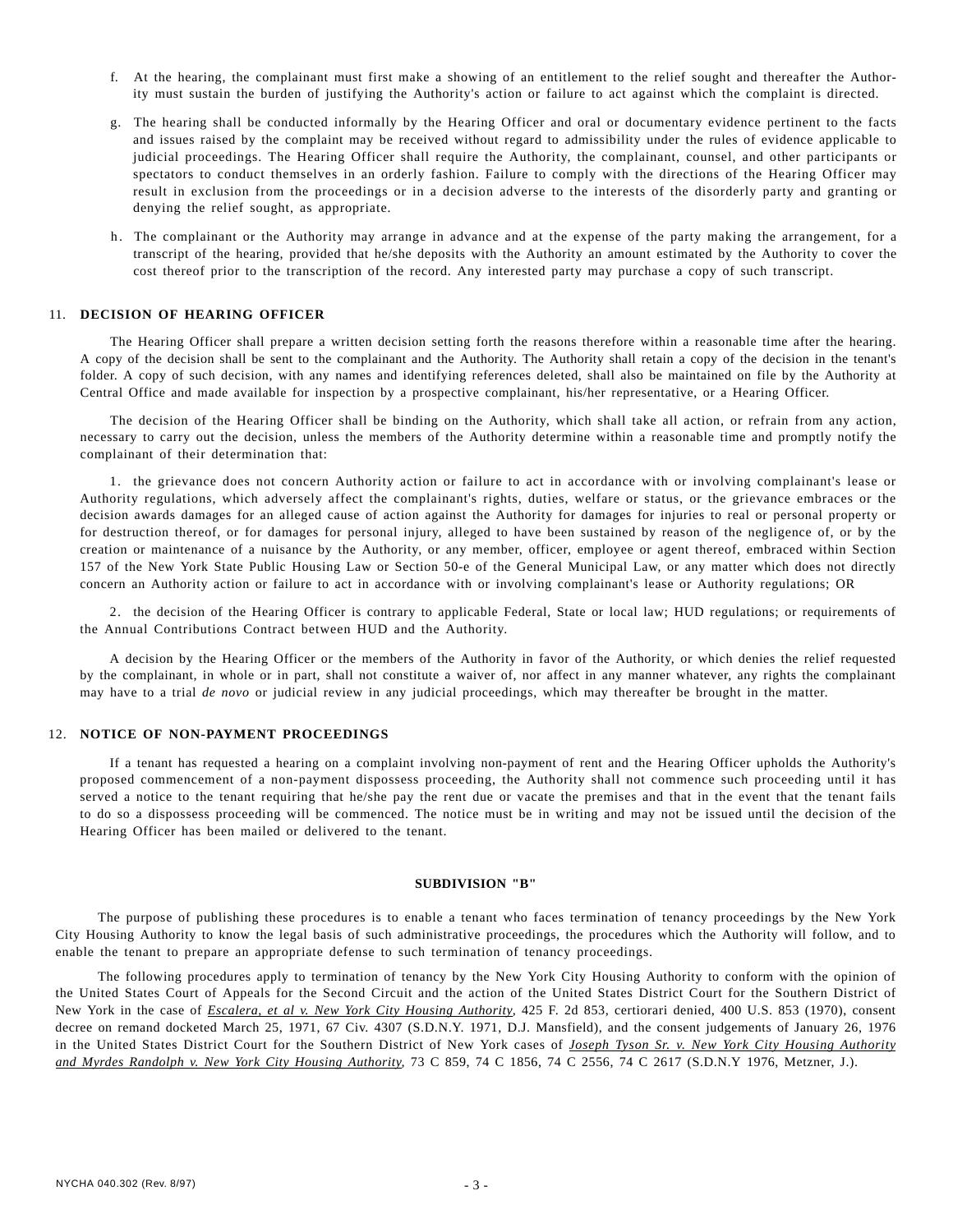f. At the hearing, the complainant must first make a showing of an entitlement to the relief sought and thereafter the Authority must sustain the burden of justifying the Authority's action or failure to act against which the complaint is directed.

g. The hearing shall be conducted informally by the Hearing Officer and oral or documentary evidence pertinent to the facts and issues raised by the complaint may be received without regard to admissibility under the rules of evidence applicable to judicial proceedings. The Hearing Officer shall require the Authority, the complainant, counsel, and other participants or spectators to conduct themselves in an orderly fashion. Failure to comply with the directions of the Hearing Officer may result in exclusion from the proceedings or in a decision adverse to the interests of the disorderly party and granting or denying the relief sought, as appropriate.

h. The complainant or the Authority may arrange in advance and at the expense of the party making the arrangement, for a transcript of the hearing, provided that he/she deposits with the Authority an amount estimated by the Authority to cover the cost thereof prior to the transcription of the record. Any interested party may purchase a copy of such transcript.

11. **DECISION OF HEARING OFFICER**

The Hearing Officer shall prepare a written decision setting forth the reasons therefore within a reasonable time after the hearing. A copy of the decision shall be sent to the complainant and the Authority. The Authority shall retain a copy of the decision in the tenant's folder. A copy of such decision, with any names and identifying references deleted, shall also be maintained on file by the Authority at Central Office and made available for inspection by a prospective complainant, his/her representative, or a Hearing Officer.

The decision of the Hearing Officer shall be binding on the Authority, which shall take all action, or refrain from any action, necessary to carry out the decision, unless the members of the Authority determine within a reasonable time and promptly notify the complainant of their determination that:

1. the grievance does not concern Authority action or failure to act in accordance with or involving complainant's lease or Authority regulations, which adversely affect the complainant's rights, duties, welfare or status, or the grievance embraces or the decision awards damages for an alleged cause of action against the Authority for damages for injuries to real or personal property or for destruction thereof, or for damages for personal injury, alleged to have been sustained by reason of the negligence of, or by the creation or maintenance of a nuisance by the Authority, or any member, officer, employee or agent thereof, embraced within Section 157 of the New York State Public Housing Law or Section 50-e of the General Municipal Law, or any matter which does not directly concern an Authority action or failure to act in accordance with or involving complainant's lease or Authority regulations; OR

2. the decision of the Hearing Officer is contrary to applicable Federal, State or local law; HUD regulations; or requirements of the Annual Contributions Contract between HUD and the Authority.

A decision by the Hearing Officer or the members of the Authority in favor of the Authority, or which denies the relief requested by the complainant, in whole or in part, shall not constitute a waiver of, nor affect in any manner whatever, any rights the complainant may have to a trial *de novo* or judicial review in any judicial proceedings, which may thereafter be brought in the matter.

12. **NOTICE OF NON-PAYMENT PROCEEDINGS**

If a tenant has requested a hearing on a complaint involving non-payment of rent and the Hearing Officer upholds the Authority's proposed commencement of a non-payment dispossess proceeding, the Authority shall not commence such proceeding until it has served a notice to the tenant requiring that he/she pay the rent due or vacate the premises and that in the event that the tenant fails to do so a dispossess proceeding will be commenced. The notice must be in writing and may not be issued until the decision of the Hearing Officer has been mailed or delivered to the tenant.

## SUBDIVISION "B"

The purpose of publishing these procedures is to enable a tenant who faces termination of tenancy proceedings by the New York City Housing Authority to know the legal basis of such administrative proceedings, the procedures which the Authority will follow, and to enable the tenant to prepare an appropriate defense to such termination of tenancy proceedings.

The following procedures apply to termination of tenancy by the New York City Housing Authority to conform with the opinion of the United States Court of Appeals for the Second Circuit and the action of the United States District Court for the Southern District of New York in the case of *Escalera, et al v. New York City Housing Authority*, 425 F. 2d 853, certiorari denied, 400 U.S. 853 (1970), consent decree on remand docketed March 25, 1971, 67 Civ. 4307 (S.D.N.Y. 1971, D.J. Mansfield), and the consent judgements of January 26, 1976 in the United States District Court for the Southern District of New York cases of *Joseph Tyson Sr. v. New York City Housing Authority and Myrdes Randolph v. New York City Housing Authority*, 73 C 859, 74 C 1856, 74 C 2556, 74 C 2617 (S.D.N.Y 1976, Metzner, J.).

NYCHA 040.302 (Rev. 8/97)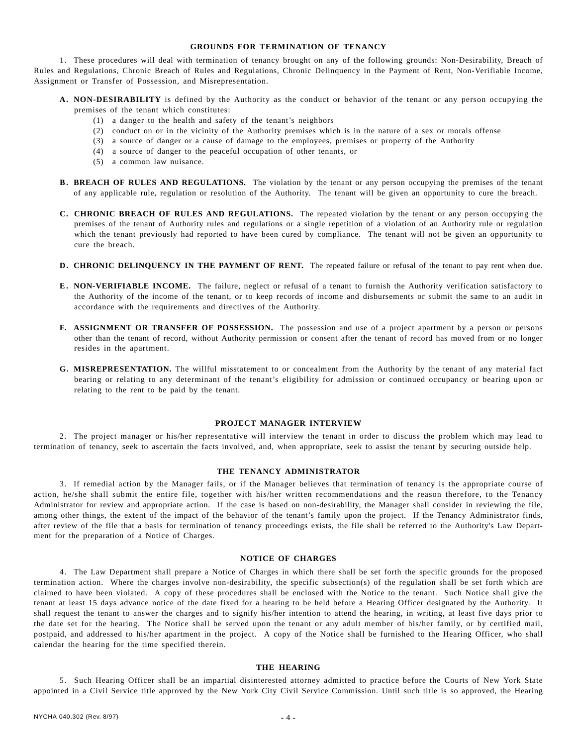## GROUNDS FOR TERMINATION OF TENANCY

1. These procedures will deal with termination of tenancy brought on any of the following grounds: Non-Desirability, Breach of Rules and Regulations, Chronic Breach of Rules and Regulations, Chronic Delinquency in the Payment of Rent, Non-Verifiable Income, Assignment or Transfer of Possession, and Misrepresentation.

**A. NON-DESIRABILITY** is defined by the Authority as the conduct or behavior of the tenant or any person occupying the premises of the tenant which constitutes:

(1) a danger to the health and safety of the tenant's neighbors
(2) conduct on or in the vicinity of the Authority premises which is in the nature of a sex or morals offense
(3) a source of danger or a cause of damage to the employees, premises or property of the Authority
(4) a source of danger to the peaceful occupation of other tenants, or
(5) a common law nuisance.

**B. BREACH OF RULES AND REGULATIONS.** The violation by the tenant or any person occupying the premises of the tenant of any applicable rule, regulation or resolution of the Authority. The tenant will be given an opportunity to cure the breach.

**C. CHRONIC BREACH OF RULES AND REGULATIONS.** The repeated violation by the tenant or any person occupying the premises of the tenant of Authority rules and regulations or a single repetition of a violation of an Authority rule or regulation which the tenant previously had reported to have been cured by compliance. The tenant will not be given an opportunity to cure the breach.

**D. CHRONIC DELINQUENCY IN THE PAYMENT OF RENT.** The repeated failure or refusal of the tenant to pay rent when due.

**E. NON-VERIFIABLE INCOME.** The failure, neglect or refusal of a tenant to furnish the Authority verification satisfactory to the Authority of the income of the tenant, or to keep records of income and disbursements or submit the same to an audit in accordance with the requirements and directives of the Authority.

**F. ASSIGNMENT OR TRANSFER OF POSSESSION.** The possession and use of a project apartment by a person or persons other than the tenant of record, without Authority permission or consent after the tenant of record has moved from or no longer resides in the apartment.

**G. MISREPRESENTATION.** The willful misstatement to or concealment from the Authority by the tenant of any material fact bearing or relating to any determinant of the tenant's eligibility for admission or continued occupancy or bearing upon or relating to the rent to be paid by the tenant.

## PROJECT MANAGER INTERVIEW

2. The project manager or his/her representative will interview the tenant in order to discuss the problem which may lead to termination of tenancy, seek to ascertain the facts involved, and, when appropriate, seek to assist the tenant by securing outside help.

## THE TENANCY ADMINISTRATOR

3. If remedial action by the Manager fails, or if the Manager believes that termination of tenancy is the appropriate course of action, he/she shall submit the entire file, together with his/her written recommendations and the reason therefore, to the Tenancy Administrator for review and appropriate action. If the case is based on non-desirability, the Manager shall consider in reviewing the file, among other things, the extent of the impact of the behavior of the tenant's family upon the project. If the Tenancy Administrator finds, after review of the file that a basis for termination of tenancy proceedings exists, the file shall be referred to the Authority's Law Department for the preparation of a Notice of Charges.

## NOTICE OF CHARGES

4. The Law Department shall prepare a Notice of Charges in which there shall be set forth the specific grounds for the proposed termination action. Where the charges involve non-desirability, the specific subsection(s) of the regulation shall be set forth which are claimed to have been violated. A copy of these procedures shall be enclosed with the Notice to the tenant. Such Notice shall give the tenant at least 15 days advance notice of the date fixed for a hearing to be held before a Hearing Officer designated by the Authority. It shall request the tenant to answer the charges and to signify his/her intention to attend the hearing, in writing, at least five days prior to the date set for the hearing. The Notice shall be served upon the tenant or any adult member of his/her family, or by certified mail, postpaid, and addressed to his/her apartment in the project. A copy of the Notice shall be furnished to the Hearing Officer, who shall calendar the hearing for the time specified therein.

## THE HEARING

5. Such Hearing Officer shall be an impartial disinterested attorney admitted to practice before the Courts of New York State appointed in a Civil Service title approved by the New York City Civil Service Commission. Until such title is so approved, the Hearing

NYCHA 040.302 (Rev. 8/97)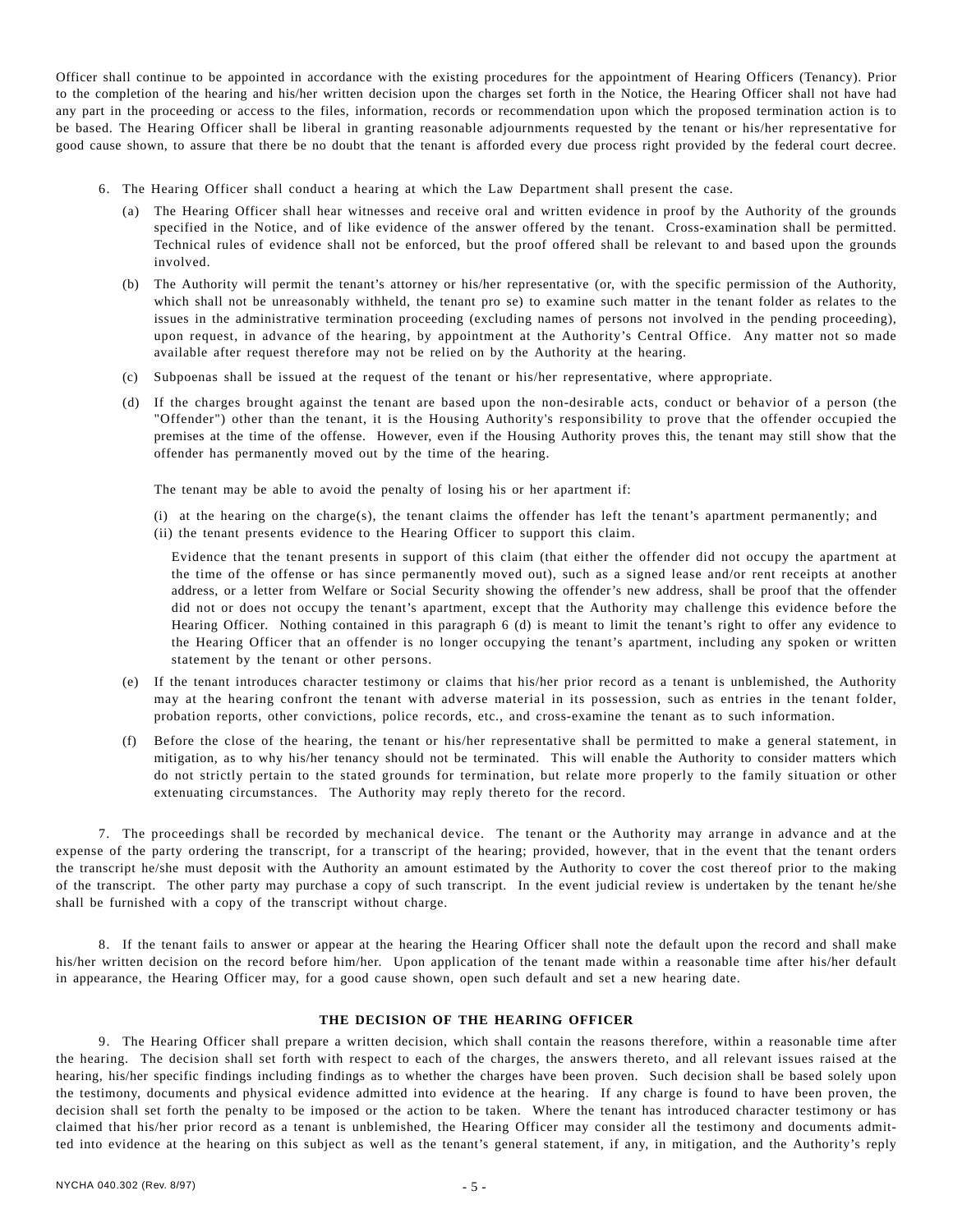Officer shall continue to be appointed in accordance with the existing procedures for the appointment of Hearing Officers (Tenancy). Prior to the completion of the hearing and his/her written decision upon the charges set forth in the Notice, the Hearing Officer shall not have had any part in the proceeding or access to the files, information, records or recommendation upon which the proposed termination action is to be based. The Hearing Officer shall be liberal in granting reasonable adjournments requested by the tenant or his/her representative for good cause shown, to assure that there be no doubt that the tenant is afforded every due process right provided by the federal court decree.

6. The Hearing Officer shall conduct a hearing at which the Law Department shall present the case.

(a) The Hearing Officer shall hear witnesses and receive oral and written evidence in proof by the Authority of the grounds specified in the Notice, and of like evidence of the answer offered by the tenant. Cross-examination shall be permitted. Technical rules of evidence shall not be enforced, but the proof offered shall be relevant to and based upon the grounds involved.

(b) The Authority will permit the tenant's attorney or his/her representative (or, with the specific permission of the Authority, which shall not be unreasonably withheld, the tenant pro se) to examine such matter in the tenant folder as relates to the issues in the administrative termination proceeding (excluding names of persons not involved in the pending proceeding), upon request, in advance of the hearing, by appointment at the Authority's Central Office. Any matter not so made available after request therefore may not be relied on by the Authority at the hearing.

(c) Subpoenas shall be issued at the request of the tenant or his/her representative, where appropriate.

(d) If the charges brought against the tenant are based upon the non-desirable acts, conduct or behavior of a person (the "Offender") other than the tenant, it is the Housing Authority's responsibility to prove that the offender occupied the premises at the time of the offense. However, even if the Housing Authority proves this, the tenant may still show that the offender has permanently moved out by the time of the hearing.

The tenant may be able to avoid the penalty of losing his or her apartment if:

(i) at the hearing on the charge(s), the tenant claims the offender has left the tenant's apartment permanently; and
(ii) the tenant presents evidence to the Hearing Officer to support this claim.

Evidence that the tenant presents in support of this claim (that either the offender did not occupy the apartment at the time of the offense or has since permanently moved out), such as a signed lease and/or rent receipts at another address, or a letter from Welfare or Social Security showing the offender's new address, shall be proof that the offender did not or does not occupy the tenant's apartment, except that the Authority may challenge this evidence before the Hearing Officer. Nothing contained in this paragraph 6 (d) is meant to limit the tenant's right to offer any evidence to the Hearing Officer that an offender is no longer occupying the tenant's apartment, including any spoken or written statement by the tenant or other persons.

(e) If the tenant introduces character testimony or claims that his/her prior record as a tenant is unblemished, the Authority may at the hearing confront the tenant with adverse material in its possession, such as entries in the tenant folder, probation reports, other convictions, police records, etc., and cross-examine the tenant as to such information.

(f) Before the close of the hearing, the tenant or his/her representative shall be permitted to make a general statement, in mitigation, as to why his/her tenancy should not be terminated. This will enable the Authority to consider matters which do not strictly pertain to the stated grounds for termination, but relate more properly to the family situation or other extenuating circumstances. The Authority may reply thereto for the record.

7. The proceedings shall be recorded by mechanical device. The tenant or the Authority may arrange in advance and at the expense of the party ordering the transcript, for a transcript of the hearing; provided, however, that in the event that the tenant orders the transcript he/she must deposit with the Authority an amount estimated by the Authority to cover the cost thereof prior to the making of the transcript. The other party may purchase a copy of such transcript. In the event judicial review is undertaken by the tenant he/she shall be furnished with a copy of the transcript without charge.

8. If the tenant fails to answer or appear at the hearing the Hearing Officer shall note the default upon the record and shall make his/her written decision on the record before him/her. Upon application of the tenant made within a reasonable time after his/her default in appearance, the Hearing Officer may, for a good cause shown, open such default and set a new hearing date.

## THE DECISION OF THE HEARING OFFICER

9. The Hearing Officer shall prepare a written decision, which shall contain the reasons therefore, within a reasonable time after the hearing. The decision shall set forth with respect to each of the charges, the answers thereto, and all relevant issues raised at the hearing, his/her specific findings including findings as to whether the charges have been proven. Such decision shall be based solely upon the testimony, documents and physical evidence admitted into evidence at the hearing. If any charge is found to have been proven, the decision shall set forth the penalty to be imposed or the action to be taken. Where the tenant has introduced character testimony or has claimed that his/her prior record as a tenant is unblemished, the Hearing Officer may consider all the testimony and documents admitted into evidence at the hearing on this subject as well as the tenant's general statement, if any, in mitigation, and the Authority's reply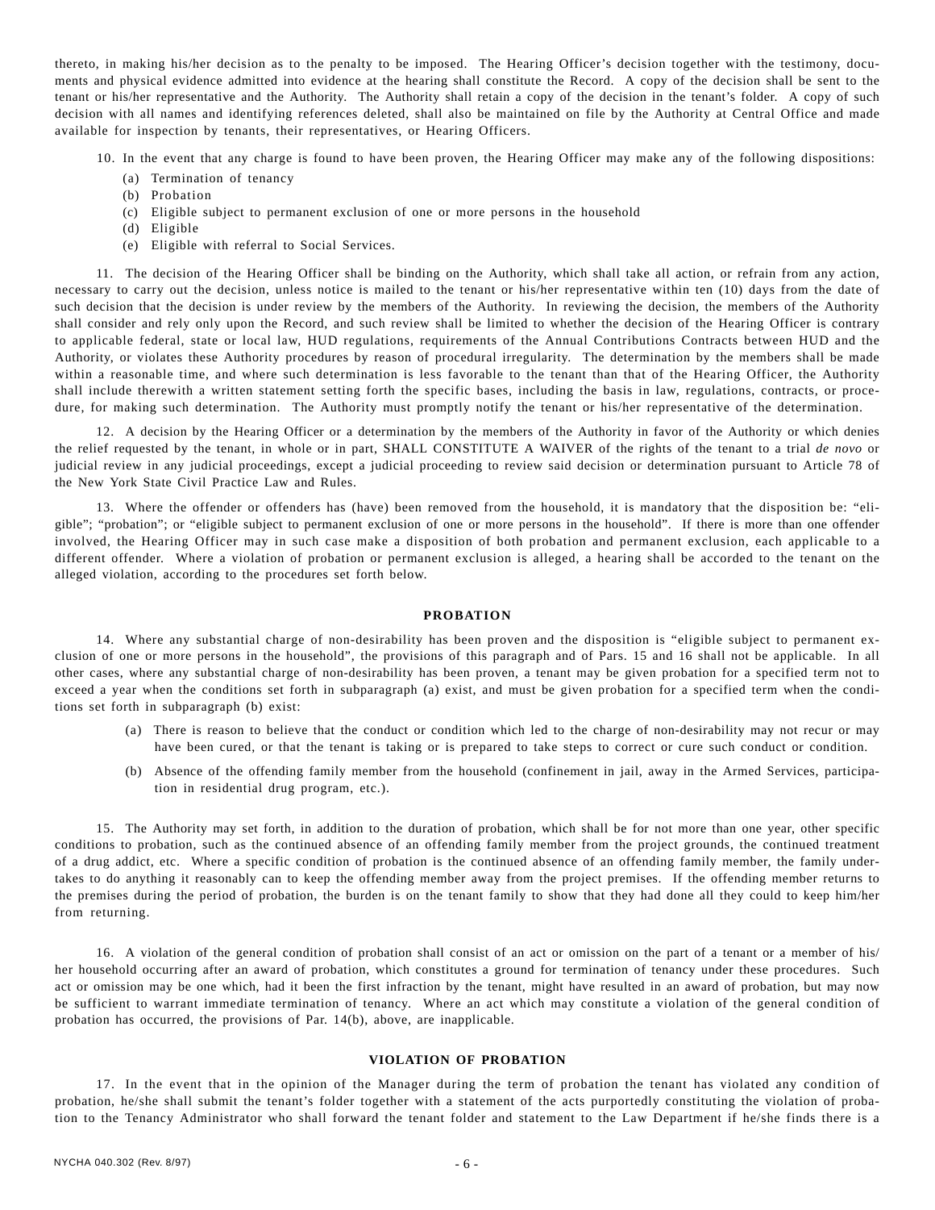thereto, in making his/her decision as to the penalty to be imposed. The Hearing Officer's decision together with the testimony, documents and physical evidence admitted into evidence at the hearing shall constitute the Record. A copy of the decision shall be sent to the tenant or his/her representative and the Authority. The Authority shall retain a copy of the decision in the tenant's folder. A copy of such decision with all names and identifying references deleted, shall also be maintained on file by the Authority at Central Office and made available for inspection by tenants, their representatives, or Hearing Officers.

10. In the event that any charge is found to have been proven, the Hearing Officer may make any of the following dispositions:

(a) Termination of tenancy
(b) Probation
(c) Eligible subject to permanent exclusion of one or more persons in the household
(d) Eligible
(e) Eligible with referral to Social Services.

11. The decision of the Hearing Officer shall be binding on the Authority, which shall take all action, or refrain from any action, necessary to carry out the decision, unless notice is mailed to the tenant or his/her representative within ten (10) days from the date of such decision that the decision is under review by the members of the Authority. In reviewing the decision, the members of the Authority shall consider and rely only upon the Record, and such review shall be limited to whether the decision of the Hearing Officer is contrary to applicable federal, state or local law, HUD regulations, requirements of the Annual Contributions Contracts between HUD and the Authority, or violates these Authority procedures by reason of procedural irregularity. The determination by the members shall be made within a reasonable time, and where such determination is less favorable to the tenant than that of the Hearing Officer, the Authority shall include therewith a written statement setting forth the specific bases, including the basis in law, regulations, contracts, or procedure, for making such determination. The Authority must promptly notify the tenant or his/her representative of the determination.

12. A decision by the Hearing Officer or a determination by the members of the Authority in favor of the Authority or which denies the relief requested by the tenant, in whole or in part, SHALL CONSTITUTE A WAIVER of the rights of the tenant to a trial *de novo* or judicial review in any judicial proceedings, except a judicial proceeding to review said decision or determination pursuant to Article 78 of the New York State Civil Practice Law and Rules.

13. Where the offender or offenders has (have) been removed from the household, it is mandatory that the disposition be: "eligible"; "probation"; or "eligible subject to permanent exclusion of one or more persons in the household". If there is more than one offender involved, the Hearing Officer may in such case make a disposition of both probation and permanent exclusion, each applicable to a different offender. Where a violation of probation or permanent exclusion is alleged, a hearing shall be accorded to the tenant on the alleged violation, according to the procedures set forth below.

## PROBATION

14. Where any substantial charge of non-desirability has been proven and the disposition is "eligible subject to permanent exclusion of one or more persons in the household", the provisions of this paragraph and of Pars. 15 and 16 shall not be applicable. In all other cases, where any substantial charge of non-desirability has been proven, a tenant may be given probation for a specified term not to exceed a year when the conditions set forth in subparagraph (a) exist, and must be given probation for a specified term when the conditions set forth in subparagraph (b) exist:

(a) There is reason to believe that the conduct or condition which led to the charge of non-desirability may not recur or may have been cured, or that the tenant is taking or is prepared to take steps to correct or cure such conduct or condition.

(b) Absence of the offending family member from the household (confinement in jail, away in the Armed Services, participation in residential drug program, etc.).

15. The Authority may set forth, in addition to the duration of probation, which shall be for not more than one year, other specific conditions to probation, such as the continued absence of an offending family member from the project grounds, the continued treatment of a drug addict, etc. Where a specific condition of probation is the continued absence of an offending family member, the family undertakes to do anything it reasonably can to keep the offending member away from the project premises. If the offending member returns to the premises during the period of probation, the burden is on the tenant family to show that they had done all they could to keep him/her from returning.

16. A violation of the general condition of probation shall consist of an act or omission on the part of a tenant or a member of his/her household occurring after an award of probation, which constitutes a ground for termination of tenancy under these procedures. Such act or omission may be one which, had it been the first infraction by the tenant, might have resulted in an award of probation, but may now be sufficient to warrant immediate termination of tenancy. Where an act which may constitute a violation of the general condition of probation has occurred, the provisions of Par. 14(b), above, are inapplicable.

## VIOLATION OF PROBATION

17. In the event that in the opinion of the Manager during the term of probation the tenant has violated any condition of probation, he/she shall submit the tenant's folder together with a statement of the acts purportedly constituting the violation of probation to the Tenancy Administrator who shall forward the tenant folder and statement to the Law Department if he/she finds there is a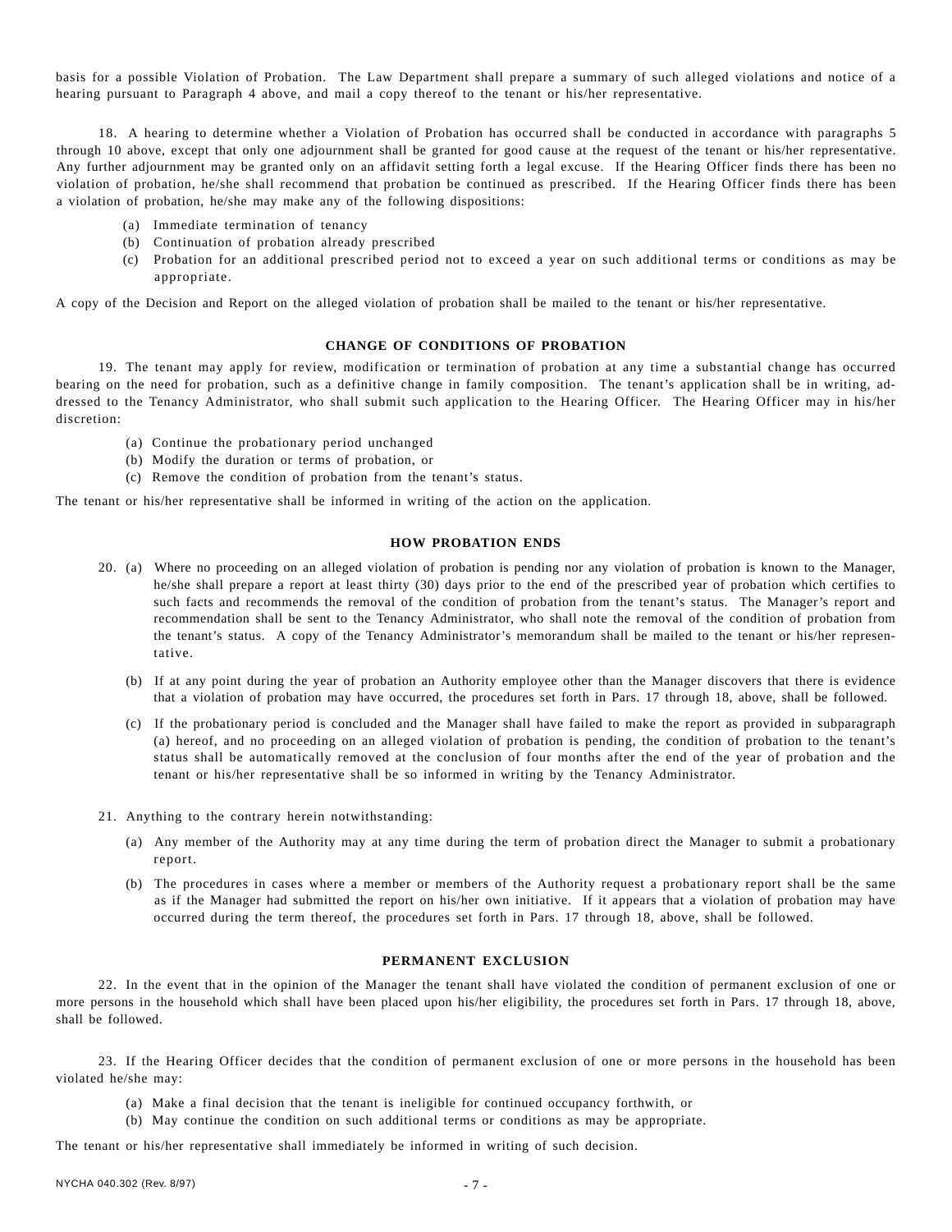basis for a possible Violation of Probation. The Law Department shall prepare a summary of such alleged violations and notice of a hearing pursuant to Paragraph 4 above, and mail a copy thereof to the tenant or his/her representative.

18. A hearing to determine whether a Violation of Probation has occurred shall be conducted in accordance with paragraphs 5 through 10 above, except that only one adjournment shall be granted for good cause at the request of the tenant or his/her representative. Any further adjournment may be granted only on an affidavit setting forth a legal excuse. If the Hearing Officer finds there has been no violation of probation, he/she shall recommend that probation be continued as prescribed. If the Hearing Officer finds there has been a violation of probation, he/she may make any of the following dispositions:

(a) Immediate termination of tenancy
(b) Continuation of probation already prescribed
(c) Probation for an additional prescribed period not to exceed a year on such additional terms or conditions as may be appropriate.

A copy of the Decision and Report on the alleged violation of probation shall be mailed to the tenant or his/her representative.

### CHANGE OF CONDITIONS OF PROBATION

19. The tenant may apply for review, modification or termination of probation at any time a substantial change has occurred bearing on the need for probation, such as a definitive change in family composition. The tenant's application shall be in writing, addressed to the Tenancy Administrator, who shall submit such application to the Hearing Officer. The Hearing Officer may in his/her discretion:

(a) Continue the probationary period unchanged
(b) Modify the duration or terms of probation, or
(c) Remove the condition of probation from the tenant's status.

The tenant or his/her representative shall be informed in writing of the action on the application.

### HOW PROBATION ENDS

20. (a) Where no proceeding on an alleged violation of probation is pending nor any violation of probation is known to the Manager, he/she shall prepare a report at least thirty (30) days prior to the end of the prescribed year of probation which certifies to such facts and recommends the removal of the condition of probation from the tenant's status. The Manager's report and recommendation shall be sent to the Tenancy Administrator, who shall note the removal of the condition of probation from the tenant's status. A copy of the Tenancy Administrator's memorandum shall be mailed to the tenant or his/her representative.

(b) If at any point during the year of probation an Authority employee other than the Manager discovers that there is evidence that a violation of probation may have occurred, the procedures set forth in Pars. 17 through 18, above, shall be followed.

(c) If the probationary period is concluded and the Manager shall have failed to make the report as provided in subparagraph (a) hereof, and no proceeding on an alleged violation of probation is pending, the condition of probation to the tenant's status shall be automatically removed at the conclusion of four months after the end of the year of probation and the tenant or his/her representative shall be so informed in writing by the Tenancy Administrator.

21. Anything to the contrary herein notwithstanding:

(a) Any member of the Authority may at any time during the term of probation direct the Manager to submit a probationary report.

(b) The procedures in cases where a member or members of the Authority request a probationary report shall be the same as if the Manager had submitted the report on his/her own initiative. If it appears that a violation of probation may have occurred during the term thereof, the procedures set forth in Pars. 17 through 18, above, shall be followed.

### PERMANENT EXCLUSION

22. In the event that in the opinion of the Manager the tenant shall have violated the condition of permanent exclusion of one or more persons in the household which shall have been placed upon his/her eligibility, the procedures set forth in Pars. 17 through 18, above, shall be followed.

23. If the Hearing Officer decides that the condition of permanent exclusion of one or more persons in the household has been violated he/she may:

(a) Make a final decision that the tenant is ineligible for continued occupancy forthwith, or
(b) May continue the condition on such additional terms or conditions as may be appropriate.

The tenant or his/her representative shall immediately be informed in writing of such decision.

NYCHA 040.302 (Rev. 8/97)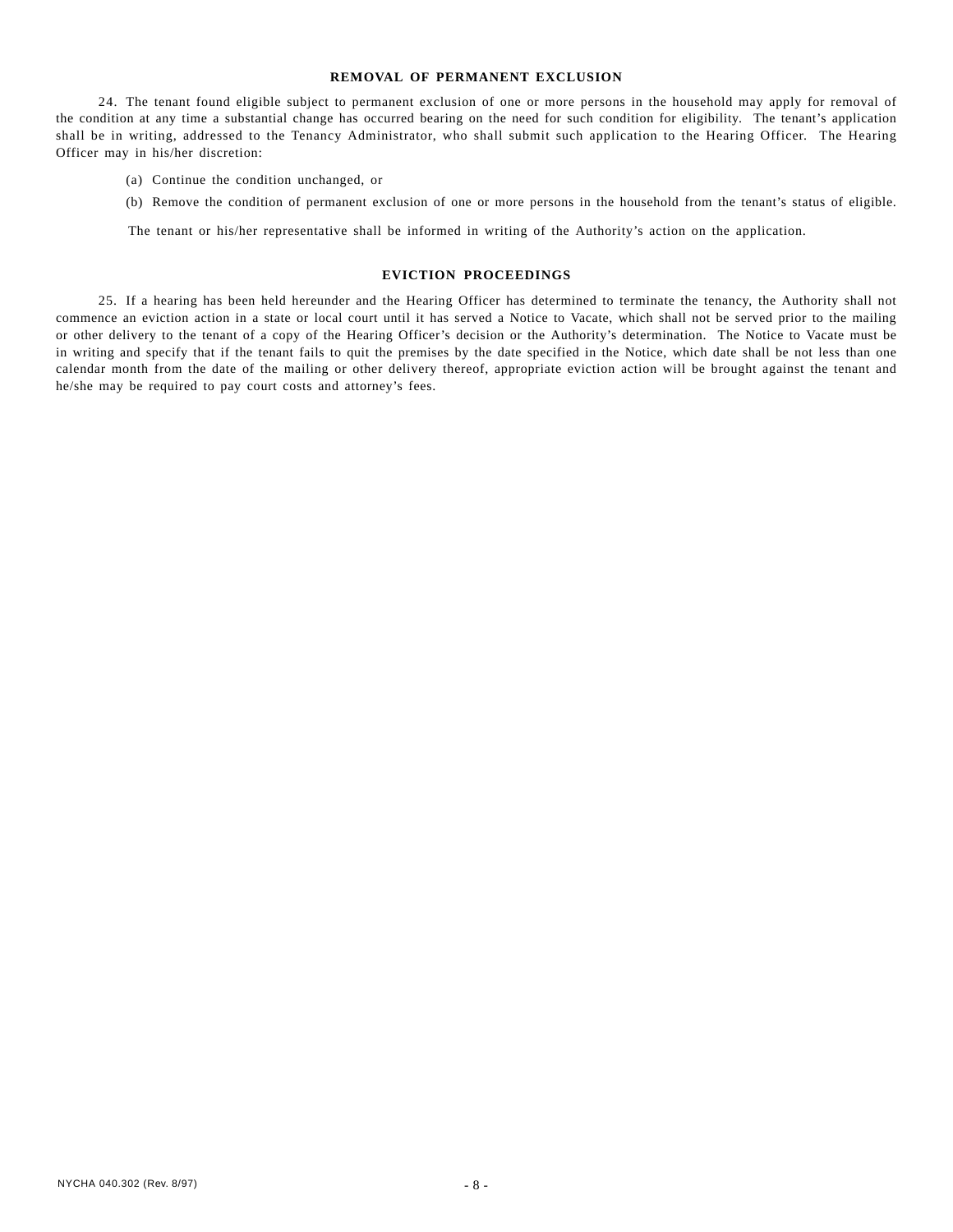## REMOVAL OF PERMANENT EXCLUSION

24. The tenant found eligible subject to permanent exclusion of one or more persons in the household may apply for removal of the condition at any time a substantial change has occurred bearing on the need for such condition for eligibility. The tenant's application shall be in writing, addressed to the Tenancy Administrator, who shall submit such application to the Hearing Officer. The Hearing Officer may in his/her discretion:

(a) Continue the condition unchanged, or

(b) Remove the condition of permanent exclusion of one or more persons in the household from the tenant's status of eligible.

The tenant or his/her representative shall be informed in writing of the Authority's action on the application.

## EVICTION PROCEEDINGS

25. If a hearing has been held hereunder and the Hearing Officer has determined to terminate the tenancy, the Authority shall not commence an eviction action in a state or local court until it has served a Notice to Vacate, which shall not be served prior to the mailing or other delivery to the tenant of a copy of the Hearing Officer's decision or the Authority's determination. The Notice to Vacate must be in writing and specify that if the tenant fails to quit the premises by the date specified in the Notice, which date shall be not less than one calendar month from the date of the mailing or other delivery thereof, appropriate eviction action will be brought against the tenant and he/she may be required to pay court costs and attorney's fees.